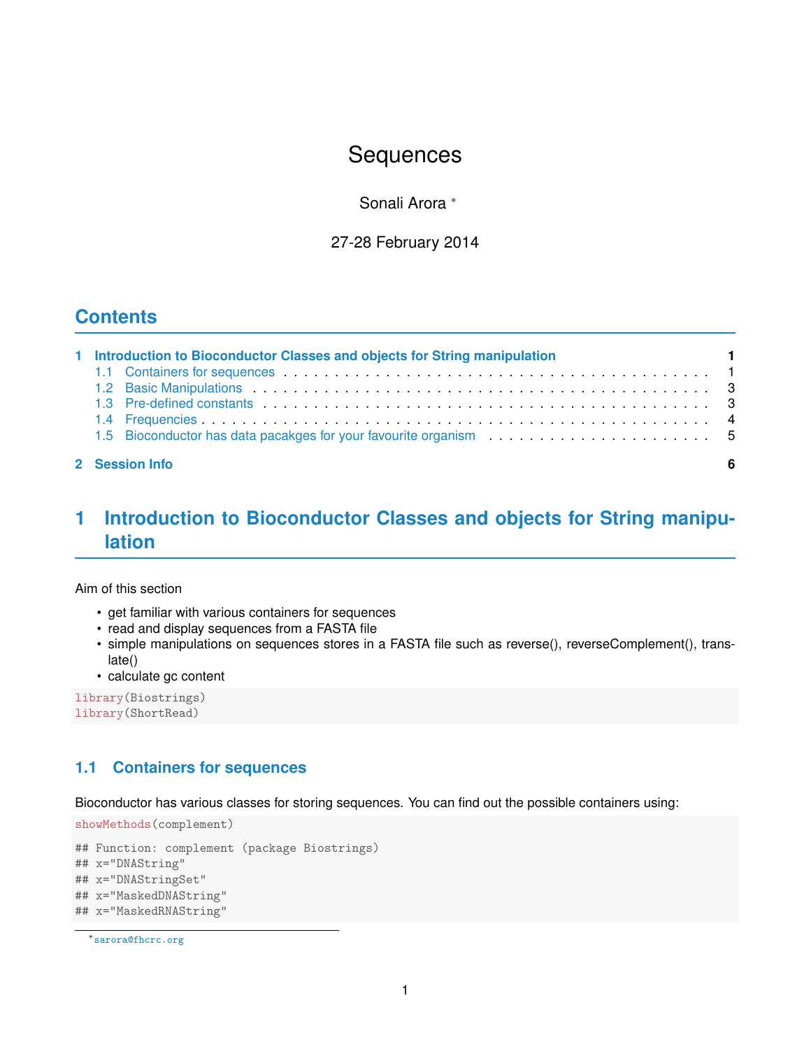# Sequences

Sonali Arora [*]

27-28 February 2014

## Contents

- 1 Introduction to Bioconductor Classes and objects for String manipulation — 1
  - 1.1 Containers for sequences — 1
  - 1.2 Basic Manipulations — 3
  - 1.3 Pre-defined constants — 3
  - 1.4 Frequencies — 4
  - 1.5 Bioconductor has data pacakges for your favourite organism — 5
- 2 Session Info — 6

## 1 Introduction to Bioconductor Classes and objects for String manipulation

Aim of this section

- get familiar with various containers for sequences
- read and display sequences from a FASTA file
- simple manipulations on sequences stores in a FASTA file such as reverse(), reverseComplement(), translate()
- calculate gc content

```
library(Biostrings)
library(ShortRead)
```

### 1.1 Containers for sequences

Bioconductor has various classes for storing sequences. You can find out the possible containers using:

```
showMethods(complement)

## Function: complement (package Biostrings)
## x="DNAString"
## x="DNAStringSet"
## x="MaskedDNAString"
## x="MaskedRNAString"
```

[*] sarora@fhcrc.org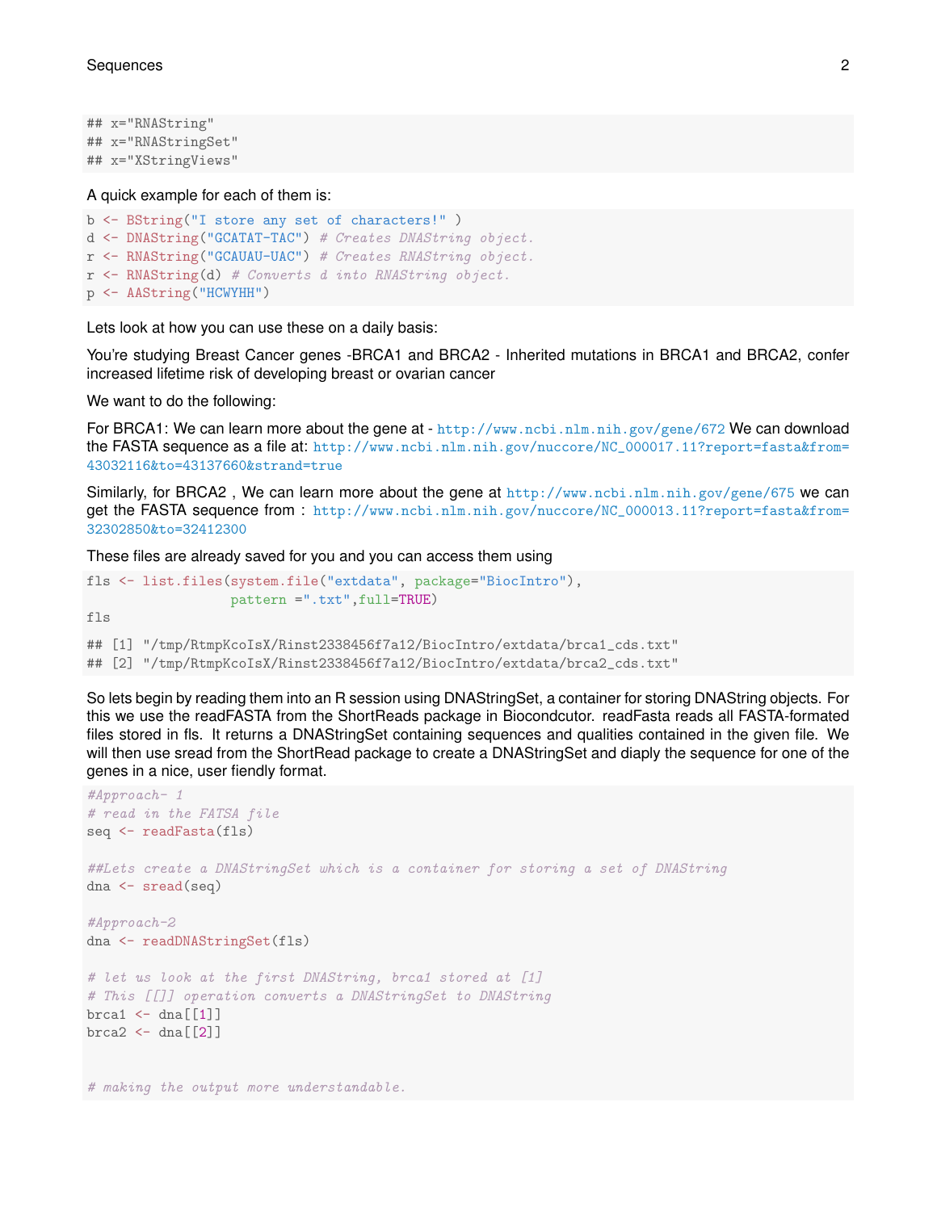```
## x="RNAString"
## x="RNAStringSet"
## x="XStringViews"
```

A quick example for each of them is:

```
b <- BString("I store any set of characters!" )
d <- DNAString("GCATAT-TAC") # Creates DNAString object.
r <- RNAString("GCAUAU-UAC") # Creates RNAString object.
r <- RNAString(d) # Converts d into RNAString object.
p <- AAString("HCWYHH")
```

Lets look at how you can use these on a daily basis:

You're studying Breast Cancer genes -BRCA1 and BRCA2 - Inherited mutations in BRCA1 and BRCA2, confer increased lifetime risk of developing breast or ovarian cancer

We want to do the following:

For BRCA1: We can learn more about the gene at - http://www.ncbi.nlm.nih.gov/gene/672 We can download the FASTA sequence as a file at: http://www.ncbi.nlm.nih.gov/nuccore/NC_000017.11?report=fasta&from=43032116&to=43137660&strand=true

Similarly, for BRCA2 , We can learn more about the gene at http://www.ncbi.nlm.nih.gov/gene/675 we can get the FASTA sequence from : http://www.ncbi.nlm.nih.gov/nuccore/NC_000013.11?report=fasta&from=32302850&to=32412300

These files are already saved for you and you can access them using

```
fls <- list.files(system.file("extdata", package="BiocIntro"),
                  pattern =".txt",full=TRUE)
fls

## [1] "/tmp/RtmpKcoIsX/Rinst2338456f7a12/BiocIntro/extdata/brca1_cds.txt"
## [2] "/tmp/RtmpKcoIsX/Rinst2338456f7a12/BiocIntro/extdata/brca2_cds.txt"
```

So lets begin by reading them into an R session using DNAStringSet, a container for storing DNAString objects. For this we use the readFASTA from the ShortReads package in Biocondcutor. readFasta reads all FASTA-formated files stored in fls. It returns a DNAStringSet containing sequences and qualities contained in the given file. We will then use sread from the ShortRead package to create a DNAStringSet and diaply the sequence for one of the genes in a nice, user fiendly format.

```
#Approach- 1
# read in the FATSA file
seq <- readFasta(fls)

##Lets create a DNAStringSet which is a container for storing a set of DNAString
dna <- sread(seq)

#Approach-2
dna <- readDNAStringSet(fls)

# let us look at the first DNAString, brca1 stored at [1]
# This [[]] operation converts a DNAStringSet to DNAString
brca1 <- dna[[1]]
brca2 <- dna[[2]]


# making the output more understandable.
```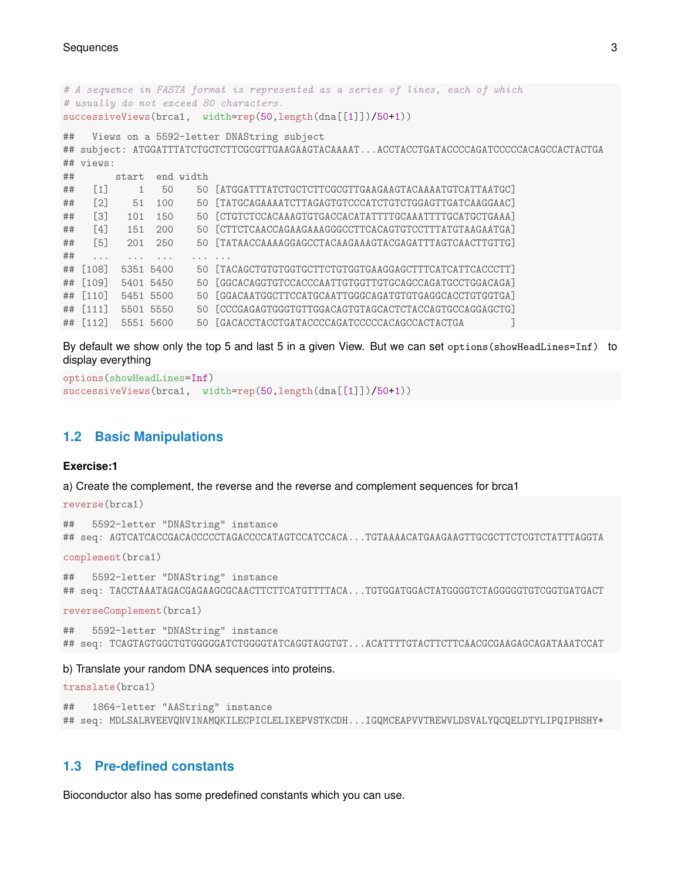```
# A sequence in FASTA format is represented as a series of lines, each of which
# usually do not exceed 80 characters.
successiveViews(brca1,  width=rep(50,length(dna[[1]])/50+1))
```

```
##   Views on a 5592-letter DNAString subject
## subject: ATGGATTTATCTGCTCTTCGCGTTGAAGAAGTACAAAAT...ACCTACCTGATACCCCAGATCCCCCACAGCCACTACTGA
## views:
##        start  end width
##   [1]      1   50    50 [ATGGATTTATCTGCTCTTCGCGTTGAAGAAGTACAAAATGTCATTAATGC]
##   [2]     51  100    50 [TATGCAGAAAATCTTAGAGTGTCCCATCTGTCTGGAGTTGATCAAGGAAC]
##   [3]    101  150    50 [CTGTCTCCACAAAGTGTGACCACATATTTTGCAAATTTTGCATGCTGAAA]
##   [4]    151  200    50 [CTTCTCAACCAGAAGAAAGGGCCTTCACAGTGTCCTTTATGTAAGAATGA]
##   [5]    201  250    50 [TATAACCAAAAGGAGCCTACAAGAAAGTACGAGATTTAGTCAACTTGTTG]
##   ...    ...  ...   ... ...
## [108]   5351 5400    50 [TACAGCTGTGTGGTGCTTCTGTGGTGAAGGAGCTTTCATCATTCACCCTT]
## [109]   5401 5450    50 [GGCACAGGTGTCCACCCAATTGTGGTTGTGCAGCCAGATGCCTGGACAGA]
## [110]   5451 5500    50 [GGACAATGGCTTCCATGCAATTGGGCAGATGTGTGAGGCACCTGTGGTGA]
## [111]   5501 5550    50 [CCCGAGAGTGGGTGTTGGACAGTGTAGCACTCTACCAGTGCCAGGAGCTG]
## [112]   5551 5600    50 [GACACCTACCTGATACCCCAGATCCCCCACAGCCACTACTGA        ]
```

By default we show only the top 5 and last 5 in a given View. But we can set `options(showHeadLines=Inf)` to display everything

```
options(showHeadLines=Inf)
successiveViews(brca1,  width=rep(50,length(dna[[1]])/50+1))
```

## 1.2 Basic Manipulations

**Exercise:1**

a) Create the complement, the reverse and the reverse and complement sequences for brca1

```
reverse(brca1)
```

```
##   5592-letter "DNAString" instance
## seq: AGTCATCACCGACACCCCCTAGACCCCATAGTCCATCCACA...TGTAAAACATGAAGAAGTTGCGCTTCTCGTCTATTTAGGTA
```

```
complement(brca1)
```

```
##   5592-letter "DNAString" instance
## seq: TACCTAAATAGACGAGAAGCGCAACTTCTTCATGTTTTACA...TGTGGATGGACTATGGGGTCTAGGGGGTGTCGGTGATGACT
```

```
reverseComplement(brca1)
```

```
##   5592-letter "DNAString" instance
## seq: TCAGTAGTGGCTGTGGGGGATCTGGGGTATCAGGTAGGTGT...ACATTTTGTACTTCTTCAACGCGAAGAGCAGATAAATCCAT
```

b) Translate your random DNA sequences into proteins.

```
translate(brca1)
```

```
##   1864-letter "AAString" instance
## seq: MDLSALRVEEVQNVINAMQKILECPICLELIKEPVSTKCDH...IGQMCEAPVVTREWVLDSVALYQCQELDTYLIPQIPHSHY*
```

## 1.3 Pre-defined constants

Bioconductor also has some predefined constants which you can use.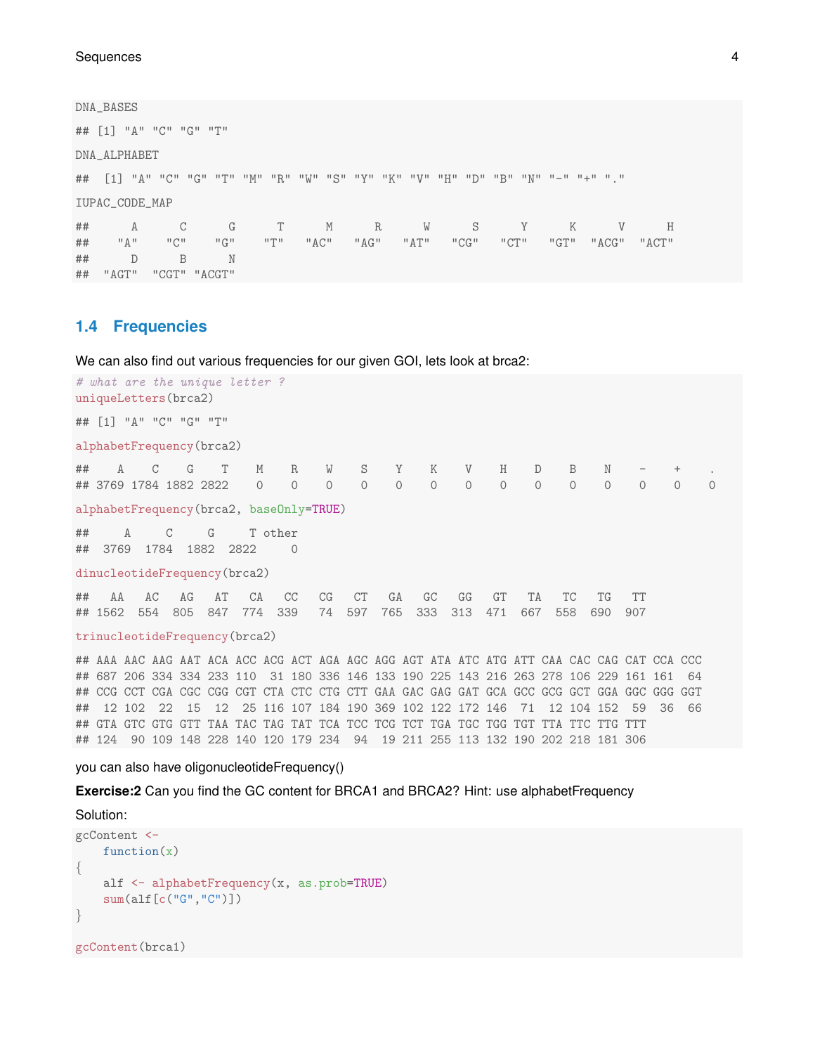```
DNA_BASES
```

```
## [1] "A" "C" "G" "T"
```

```
DNA_ALPHABET
```

```
##  [1] "A" "C" "G" "T" "M" "R" "W" "S" "Y" "K" "V" "H" "D" "B" "N" "-" "+" "."
```

```
IUPAC_CODE_MAP
```

```
##      A      C      G      T      M      R      W      S      Y      K      V      H 
##    "A"    "C"    "G"    "T"   "AC"   "AG"   "AT"   "CG"   "CT"   "GT"  "ACG"  "ACT" 
##      D      B      N 
##  "AGT"  "CGT" "ACGT"
```

## 1.4 Frequencies

We can also find out various frequencies for our given GOI, lets look at brca2:

```
# what are the unique letter ?
uniqueLetters(brca2)
```

```
## [1] "A" "C" "G" "T"
```

```
alphabetFrequency(brca2)
```

```
##    A    C    G    T    M    R    W    S    Y    K    V    H    D    B    N    -    +    . 
## 3769 1784 1882 2822    0    0    0    0    0    0    0    0    0    0    0    0    0    0
```

```
alphabetFrequency(brca2, baseOnly=TRUE)
```

```
##     A     C     G     T other 
##  3769  1784  1882  2822     0
```

```
dinucleotideFrequency(brca2)
```

```
##   AA   AC   AG   AT   CA   CC   CG   CT   GA   GC   GG   GT   TA   TC   TG   TT 
## 1562  554  805  847  774  339   74  597  765  333  313  471  667  558  690  907
```

```
trinucleotideFrequency(brca2)
```

```
## AAA AAC AAG AAT ACA ACC ACG ACT AGA AGC AGG AGT ATA ATC ATG ATT CAA CAC CAG CAT CCA CCC 
## 687 206 334 334 233 110  31 180 336 146 133 190 225 143 216 263 278 106 229 161 161  64 
## CCG CCT CGA CGC CGG CGT CTA CTC CTG CTT GAA GAC GAG GAT GCA GCC GCG GCT GGA GGC GGG GGT 
##  12 102  22  15  12  25 116 107 184 190 369 102 122 172 146  71  12 104 152  59  36  66 
## GTA GTC GTG GTT TAA TAC TAG TAT TCA TCC TCG TCT TGA TGC TGG TGT TTA TTC TTG TTT 
## 124  90 109 148 228 140 120 179 234  94  19 211 255 113 132 190 202 218 181 306
```

you can also have oligonucleotideFrequency()

**Exercise:2** Can you find the GC content for BRCA1 and BRCA2? Hint: use alphabetFrequency

Solution:

```
gcContent <-
    function(x)
{
    alf <- alphabetFrequency(x, as.prob=TRUE)
    sum(alf[c("G","C")])
}

gcContent(brca1)
```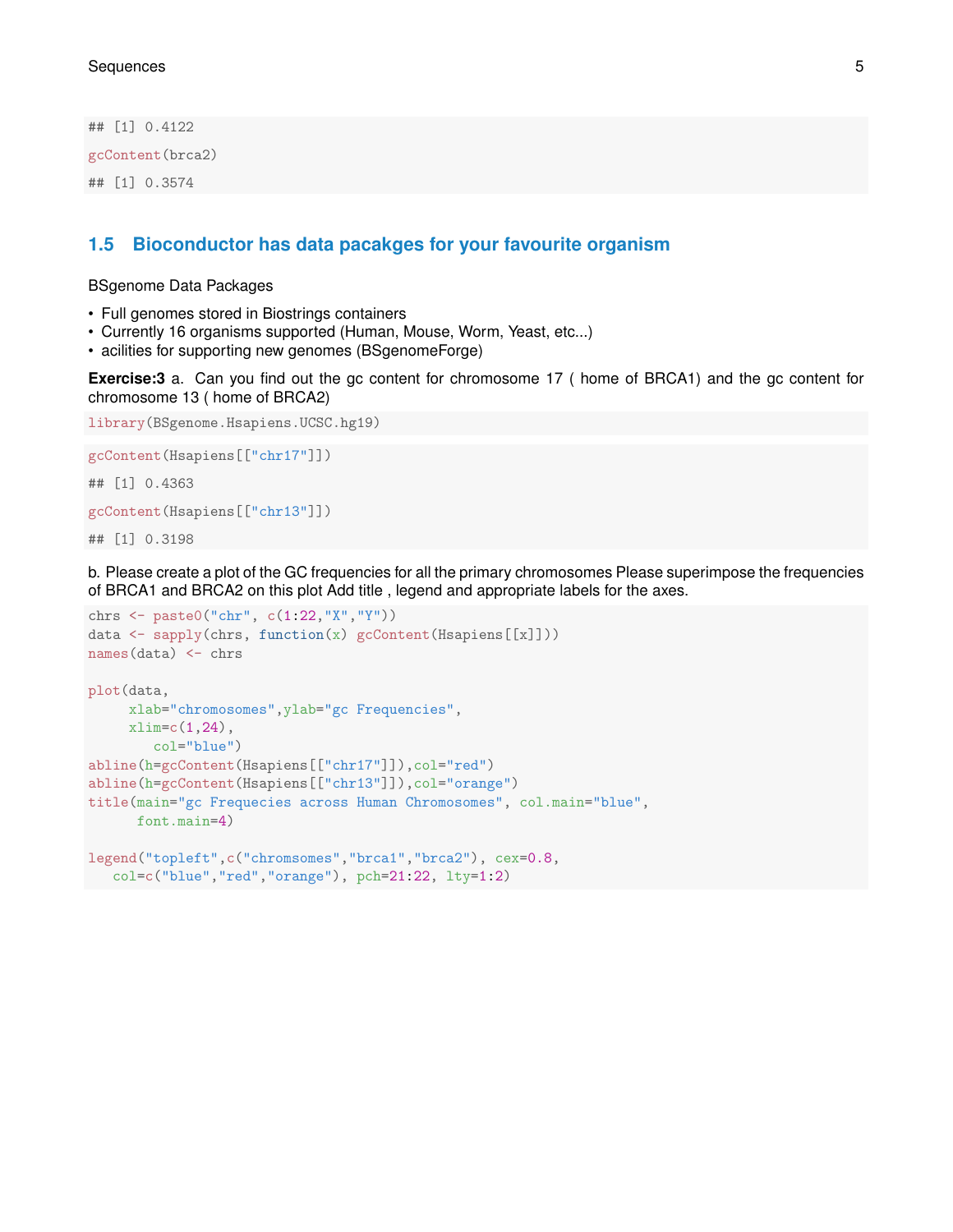```
## [1] 0.4122
gcContent(brca2)
## [1] 0.3574
```

## 1.5 Bioconductor has data pacakges for your favourite organism

BSgenome Data Packages

- Full genomes stored in Biostrings containers
- Currently 16 organisms supported (Human, Mouse, Worm, Yeast, etc...)
- acilities for supporting new genomes (BSgenomeForge)

**Exercise:3** a. Can you find out the gc content for chromosome 17 ( home of BRCA1) and the gc content for chromosome 13 ( home of BRCA2)

```
library(BSgenome.Hsapiens.UCSC.hg19)
```

```
gcContent(Hsapiens[["chr17"]])
## [1] 0.4363
gcContent(Hsapiens[["chr13"]])
## [1] 0.3198
```

b. Please create a plot of the GC frequencies for all the primary chromosomes Please superimpose the frequencies of BRCA1 and BRCA2 on this plot Add title , legend and appropriate labels for the axes.

```
chrs <- paste0("chr", c(1:22,"X","Y"))
data <- sapply(chrs, function(x) gcContent(Hsapiens[[x]]))
names(data) <- chrs

plot(data,
     xlab="chromosomes",ylab="gc Frequencies",
     xlim=c(1,24),
        col="blue")
abline(h=gcContent(Hsapiens[["chr17"]]),col="red")
abline(h=gcContent(Hsapiens[["chr13"]]),col="orange")
title(main="gc Frequecies across Human Chromosomes", col.main="blue",
      font.main=4)

legend("topleft",c("chromsomes","brca1","brca2"), cex=0.8,
   col=c("blue","red","orange"), pch=21:22, lty=1:2)
```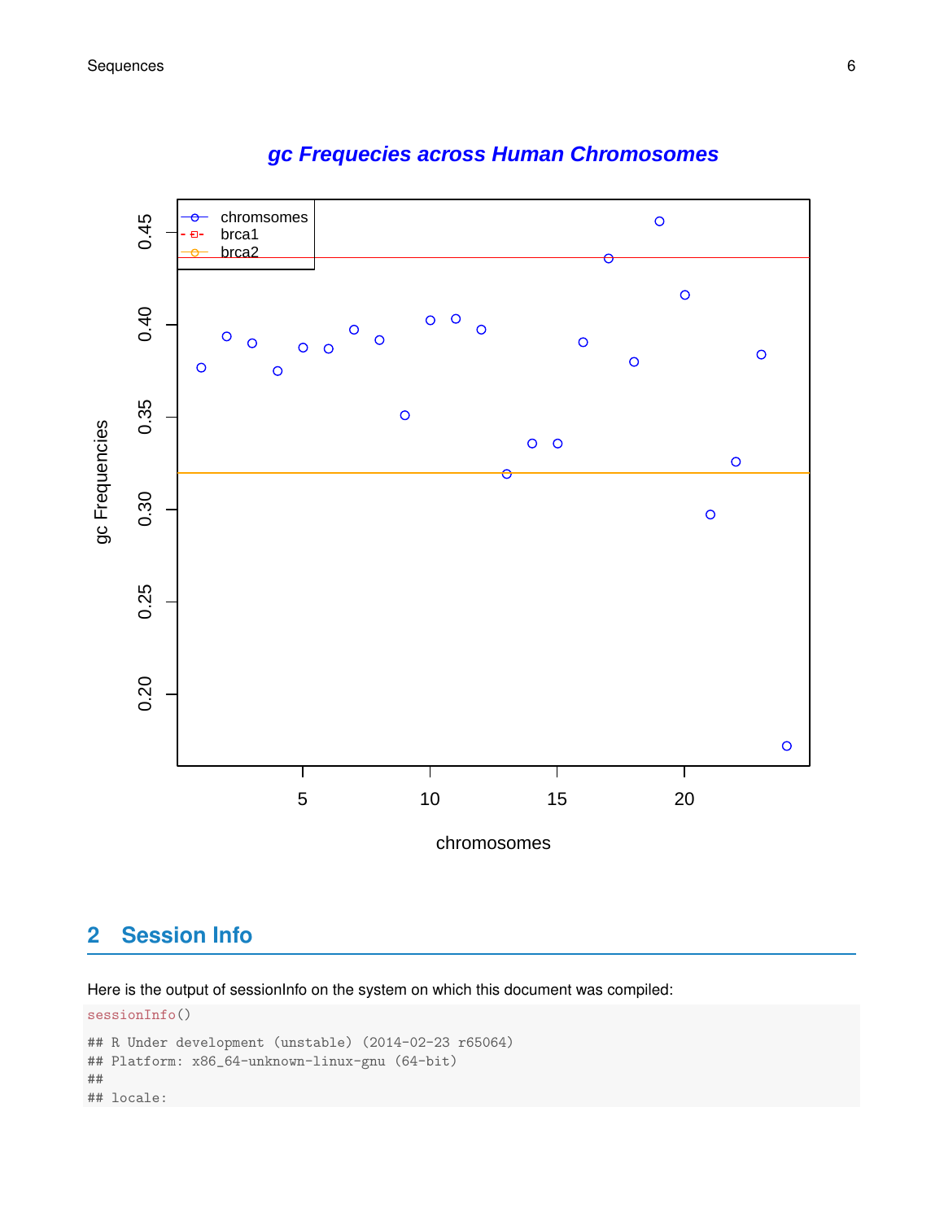## 2 Session Info

Here is the output of sessionInfo on the system on which this document was compiled:

```
sessionInfo()

## R Under development (unstable) (2014-02-23 r65064)
## Platform: x86_64-unknown-linux-gnu (64-bit)
##
## locale:
```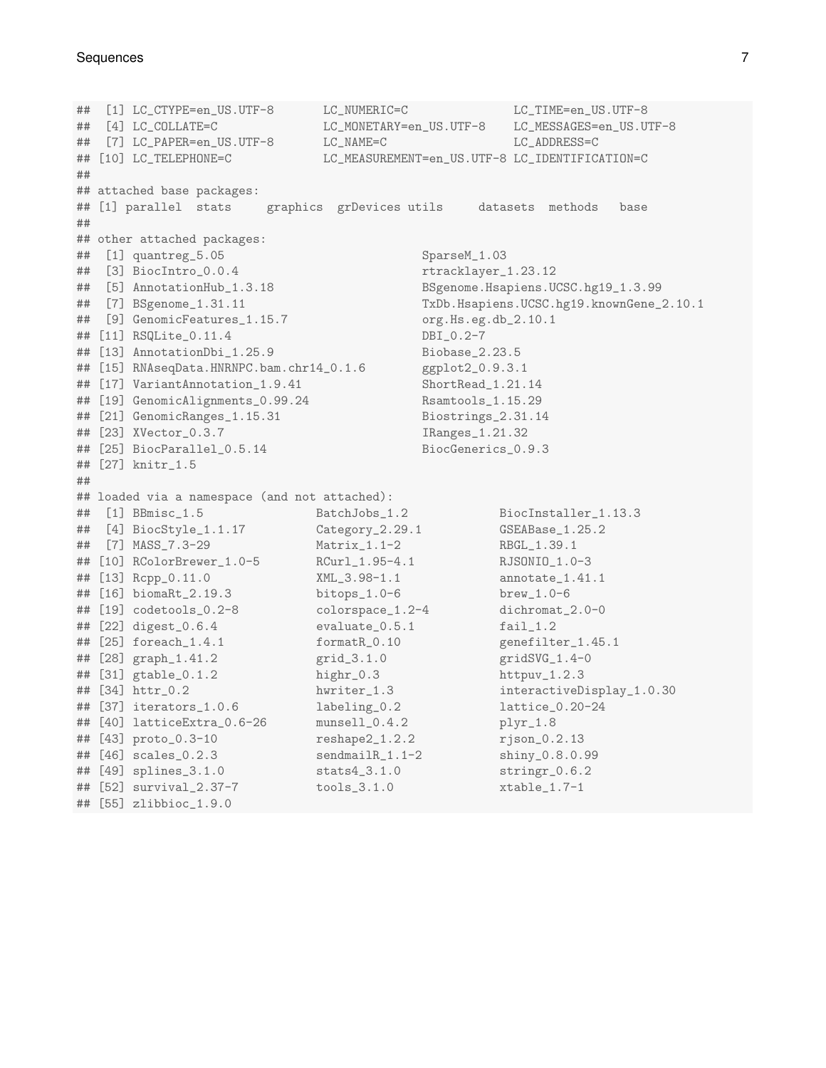```
##  [1] LC_CTYPE=en_US.UTF-8       LC_NUMERIC=C               LC_TIME=en_US.UTF-8
##  [4] LC_COLLATE=C               LC_MONETARY=en_US.UTF-8    LC_MESSAGES=en_US.UTF-8
##  [7] LC_PAPER=en_US.UTF-8       LC_NAME=C                  LC_ADDRESS=C
## [10] LC_TELEPHONE=C             LC_MEASUREMENT=en_US.UTF-8 LC_IDENTIFICATION=C
##
## attached base packages:
## [1] parallel  stats     graphics  grDevices utils     datasets  methods   base
##
## other attached packages:
##  [1] quantreg_5.05                           SparseM_1.03
##  [3] BiocIntro_0.0.4                         rtracklayer_1.23.12
##  [5] AnnotationHub_1.3.18                    BSgenome.Hsapiens.UCSC.hg19_1.3.99
##  [7] BSgenome_1.31.11                        TxDb.Hsapiens.UCSC.hg19.knownGene_2.10.1
##  [9] GenomicFeatures_1.15.7                  org.Hs.eg.db_2.10.1
## [11] RSQLite_0.11.4                          DBI_0.2-7
## [13] AnnotationDbi_1.25.9                    Biobase_2.23.5
## [15] RNAseqData.HNRNPC.bam.chr14_0.1.6       ggplot2_0.9.3.1
## [17] VariantAnnotation_1.9.41                ShortRead_1.21.14
## [19] GenomicAlignments_0.99.24               Rsamtools_1.15.29
## [21] GenomicRanges_1.15.31                   Biostrings_2.31.14
## [23] XVector_0.3.7                           IRanges_1.21.32
## [25] BiocParallel_0.5.14                     BiocGenerics_0.9.3
## [27] knitr_1.5
##
## loaded via a namespace (and not attached):
##  [1] BBmisc_1.5              BatchJobs_1.2           BiocInstaller_1.13.3
##  [4] BiocStyle_1.1.17        Category_2.29.1         GSEABase_1.25.2
##  [7] MASS_7.3-29             Matrix_1.1-2            RBGL_1.39.1
## [10] RColorBrewer_1.0-5      RCurl_1.95-4.1          RJSONIO_1.0-3
## [13] Rcpp_0.11.0             XML_3.98-1.1            annotate_1.41.1
## [16] biomaRt_2.19.3          bitops_1.0-6            brew_1.0-6
## [19] codetools_0.2-8         colorspace_1.2-4        dichromat_2.0-0
## [22] digest_0.6.4            evaluate_0.5.1          fail_1.2
## [25] foreach_1.4.1           formatR_0.10            genefilter_1.45.1
## [28] graph_1.41.2            grid_3.1.0              gridSVG_1.4-0
## [31] gtable_0.1.2            highr_0.3               httpuv_1.2.3
## [34] httr_0.2                hwriter_1.3             interactiveDisplay_1.0.30
## [37] iterators_1.0.6         labeling_0.2            lattice_0.20-24
## [40] latticeExtra_0.6-26     munsell_0.4.2           plyr_1.8
## [43] proto_0.3-10            reshape2_1.2.2          rjson_0.2.13
## [46] scales_0.2.3            sendmailR_1.1-2         shiny_0.8.0.99
## [49] splines_3.1.0           stats4_3.1.0            stringr_0.6.2
## [52] survival_2.37-7         tools_3.1.0             xtable_1.7-1
## [55] zlibbioc_1.9.0
```